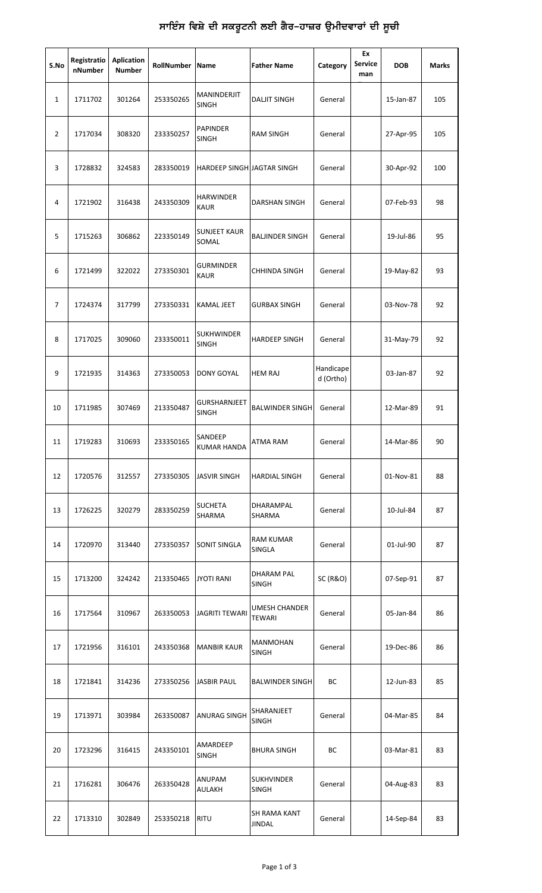# ਸਾਇੰਸ ਵਿਸ਼ੇ ਦੀ ਸਕਰੂਟਨੀ ਲਈ ਗੈਰ-ਹਾਜ਼ਰ ਉਮੀਦਵਾਰਾਂ ਦੀ ਸੂਚੀ

| S.No | RegistrationNumber | Aplication Number | RollNumber | Name | Father Name | Category | Ex Service man | DOB | Marks |
|---|---|---|---|---|---|---|---|---|---|
| 1 | 1711702 | 301264 | 253350265 | MANINDERJIT SINGH | DALJIT SINGH | General | | 15-Jan-87 | 105 |
| 2 | 1717034 | 308320 | 233350257 | PAPINDER SINGH | RAM SINGH | General | | 27-Apr-95 | 105 |
| 3 | 1728832 | 324583 | 283350019 | HARDEEP SINGH | JAGTAR SINGH | General | | 30-Apr-92 | 100 |
| 4 | 1721902 | 316438 | 243350309 | HARWINDER KAUR | DARSHAN SINGH | General | | 07-Feb-93 | 98 |
| 5 | 1715263 | 306862 | 223350149 | SUNJEET KAUR SOMAL | BALJINDER SINGH | General | | 19-Jul-86 | 95 |
| 6 | 1721499 | 322022 | 273350301 | GURMINDER KAUR | CHHINDA SINGH | General | | 19-May-82 | 93 |
| 7 | 1724374 | 317799 | 273350331 | KAMAL JEET | GURBAX SINGH | General | | 03-Nov-78 | 92 |
| 8 | 1717025 | 309060 | 233350011 | SUKHWINDER SINGH | HARDEEP SINGH | General | | 31-May-79 | 92 |
| 9 | 1721935 | 314363 | 273350053 | DONY GOYAL | HEM RAJ | Handicaped (Ortho) | | 03-Jan-87 | 92 |
| 10 | 1711985 | 307469 | 213350487 | GURSHARNJEET SINGH | BALWINDER SINGH | General | | 12-Mar-89 | 91 |
| 11 | 1719283 | 310693 | 233350165 | SANDEEP KUMAR HANDA | ATMA RAM | General | | 14-Mar-86 | 90 |
| 12 | 1720576 | 312557 | 273350305 | JASVIR SINGH | HARDIAL SINGH | General | | 01-Nov-81 | 88 |
| 13 | 1726225 | 320279 | 283350259 | SUCHETA SHARMA | DHARAMPAL SHARMA | General | | 10-Jul-84 | 87 |
| 14 | 1720970 | 313440 | 273350357 | SONIT SINGLA | RAM KUMAR SINGLA | General | | 01-Jul-90 | 87 |
| 15 | 1713200 | 324242 | 213350465 | JYOTI RANI | DHARAM PAL SINGH | SC (R&O) | | 07-Sep-91 | 87 |
| 16 | 1717564 | 310967 | 263350053 | JAGRITI TEWARI | UMESH CHANDER TEWARI | General | | 05-Jan-84 | 86 |
| 17 | 1721956 | 316101 | 243350368 | MANBIR KAUR | MANMOHAN SINGH | General | | 19-Dec-86 | 86 |
| 18 | 1721841 | 314236 | 273350256 | JASBIR PAUL | BALWINDER SINGH | BC | | 12-Jun-83 | 85 |
| 19 | 1713971 | 303984 | 263350087 | ANURAG SINGH | SHARANJEET SINGH | General | | 04-Mar-85 | 84 |
| 20 | 1723296 | 316415 | 243350101 | AMARDEEP SINGH | BHURA SINGH | BC | | 03-Mar-81 | 83 |
| 21 | 1716281 | 306476 | 263350428 | ANUPAM AULAKH | SUKHVINDER SINGH | General | | 04-Aug-83 | 83 |
| 22 | 1713310 | 302849 | 253350218 | RITU | SH RAMA KANT JINDAL | General | | 14-Sep-84 | 83 |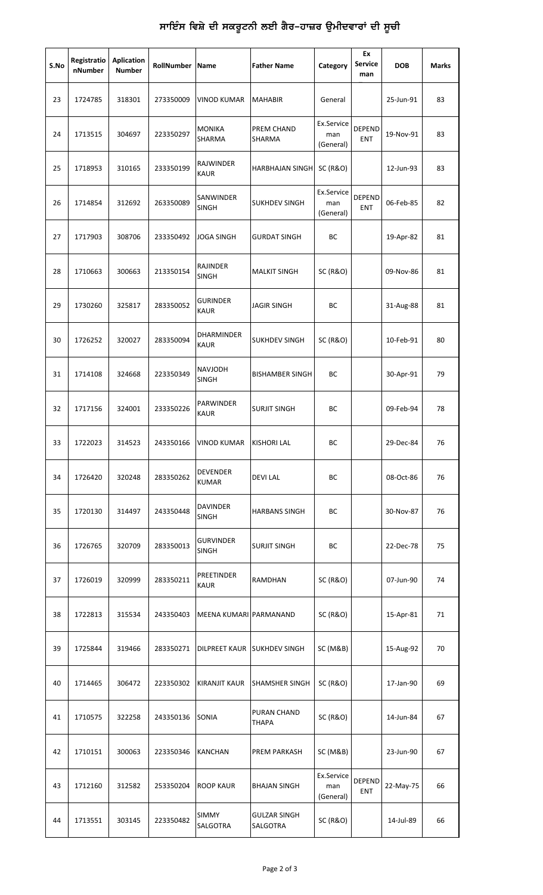# ਸਾਇੰਸ ਵਿਸ਼ੇ ਦੀ ਸਕਰੂਟਨੀ ਲਈ ਗੈਰ-ਹਾਜ਼ਰ ਉਮੀਦਵਾਰਾਂ ਦੀ ਸੂਚੀ

| S.No | RegistrationNumber | Aplication Number | RollNumber | Name | Father Name | Category | Ex Service man | DOB | Marks |
|---|---|---|---|---|---|---|---|---|---|
| 23 | 1724785 | 318301 | 273350009 | VINOD KUMAR | MAHABIR | General | | 25-Jun-91 | 83 |
| 24 | 1713515 | 304697 | 223350297 | MONIKA SHARMA | PREM CHAND SHARMA | Ex.Service man (General) | DEPENDENT | 19-Nov-91 | 83 |
| 25 | 1718953 | 310165 | 233350199 | RAJWINDER KAUR | HARBHAJAN SINGH | SC (R&O) | | 12-Jun-93 | 83 |
| 26 | 1714854 | 312692 | 263350089 | SANWINDER SINGH | SUKHDEV SINGH | Ex.Service man (General) | DEPENDENT | 06-Feb-85 | 82 |
| 27 | 1717903 | 308706 | 233350492 | JOGA SINGH | GURDAT SINGH | BC | | 19-Apr-82 | 81 |
| 28 | 1710663 | 300663 | 213350154 | RAJINDER SINGH | MALKIT SINGH | SC (R&O) | | 09-Nov-86 | 81 |
| 29 | 1730260 | 325817 | 283350052 | GURINDER KAUR | JAGIR SINGH | BC | | 31-Aug-88 | 81 |
| 30 | 1726252 | 320027 | 283350094 | DHARMINDER KAUR | SUKHDEV SINGH | SC (R&O) | | 10-Feb-91 | 80 |
| 31 | 1714108 | 324668 | 223350349 | NAVJODH SINGH | BISHAMBER SINGH | BC | | 30-Apr-91 | 79 |
| 32 | 1717156 | 324001 | 233350226 | PARWINDER KAUR | SURJIT SINGH | BC | | 09-Feb-94 | 78 |
| 33 | 1722023 | 314523 | 243350166 | VINOD KUMAR | KISHORI LAL | BC | | 29-Dec-84 | 76 |
| 34 | 1726420 | 320248 | 283350262 | DEVENDER KUMAR | DEVI LAL | BC | | 08-Oct-86 | 76 |
| 35 | 1720130 | 314497 | 243350448 | DAVINDER SINGH | HARBANS SINGH | BC | | 30-Nov-87 | 76 |
| 36 | 1726765 | 320709 | 283350013 | GURVINDER SINGH | SURJIT SINGH | BC | | 22-Dec-78 | 75 |
| 37 | 1726019 | 320999 | 283350211 | PREETINDER KAUR | RAMDHAN | SC (R&O) | | 07-Jun-90 | 74 |
| 38 | 1722813 | 315534 | 243350403 | MEENA KUMARI | PARMANAND | SC (R&O) | | 15-Apr-81 | 71 |
| 39 | 1725844 | 319466 | 283350271 | DILPREET KAUR | SUKHDEV SINGH | SC (M&B) | | 15-Aug-92 | 70 |
| 40 | 1714465 | 306472 | 223350302 | KIRANJIT KAUR | SHAMSHER SINGH | SC (R&O) | | 17-Jan-90 | 69 |
| 41 | 1710575 | 322258 | 243350136 | SONIA | PURAN CHAND THAPA | SC (R&O) | | 14-Jun-84 | 67 |
| 42 | 1710151 | 300063 | 223350346 | KANCHAN | PREM PARKASH | SC (M&B) | | 23-Jun-90 | 67 |
| 43 | 1712160 | 312582 | 253350204 | ROOP KAUR | BHAJAN SINGH | Ex.Service man (General) | DEPENDENT | 22-May-75 | 66 |
| 44 | 1713551 | 303145 | 223350482 | SIMMY SALGOTRA | GULZAR SINGH SALGOTRA | SC (R&O) | | 14-Jul-89 | 66 |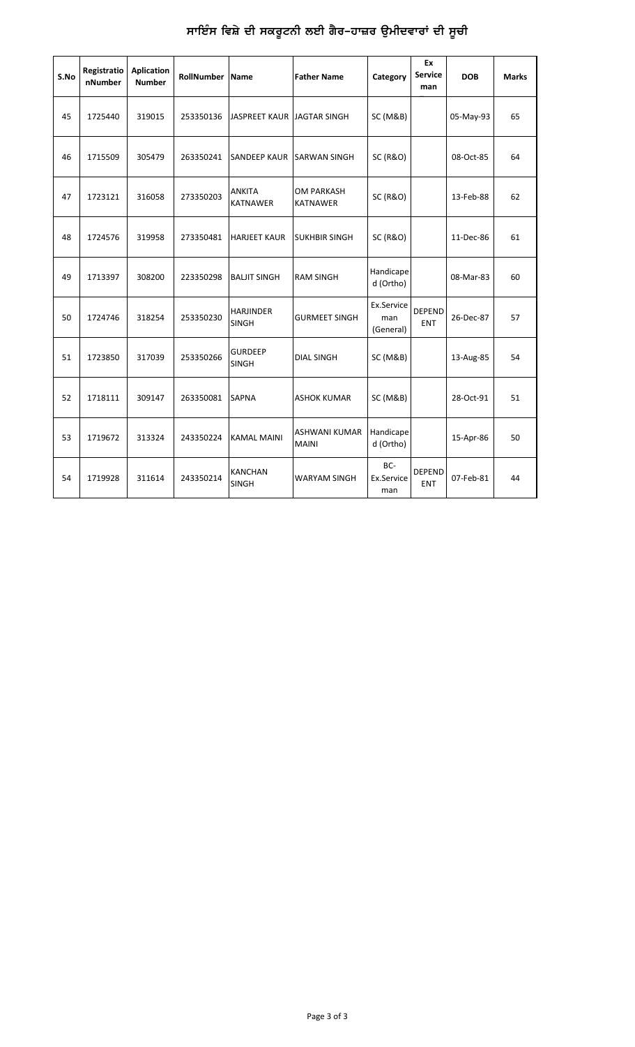# ਸਾਇੰਸ ਵਿਸ਼ੇ ਦੀ ਸਕਰੂਟਨੀ ਲਈ ਗੈਰ–ਹਾਜ਼ਰ ਉਮੀਦਵਾਰਾਂ ਦੀ ਸੂਚੀ

| S.No | RegistrationNumber | Aplication Number | RollNumber | Name | Father Name | Category | Ex Service man | DOB | Marks |
|---|---|---|---|---|---|---|---|---|---|
| 45 | 1725440 | 319015 | 253350136 | JASPREET KAUR | JAGTAR SINGH | SC (M&B) | | 05-May-93 | 65 |
| 46 | 1715509 | 305479 | 263350241 | SANDEEP KAUR | SARWAN SINGH | SC (R&O) | | 08-Oct-85 | 64 |
| 47 | 1723121 | 316058 | 273350203 | ANKITA KATNAWER | OM PARKASH KATNAWER | SC (R&O) | | 13-Feb-88 | 62 |
| 48 | 1724576 | 319958 | 273350481 | HARJEET KAUR | SUKHBIR SINGH | SC (R&O) | | 11-Dec-86 | 61 |
| 49 | 1713397 | 308200 | 223350298 | BALJIT SINGH | RAM SINGH | Handicaped (Ortho) | | 08-Mar-83 | 60 |
| 50 | 1724746 | 318254 | 253350230 | HARJINDER SINGH | GURMEET SINGH | Ex.Serviceman (General) | DEPENDENT | 26-Dec-87 | 57 |
| 51 | 1723850 | 317039 | 253350266 | GURDEEP SINGH | DIAL SINGH | SC (M&B) | | 13-Aug-85 | 54 |
| 52 | 1718111 | 309147 | 263350081 | SAPNA | ASHOK KUMAR | SC (M&B) | | 28-Oct-91 | 51 |
| 53 | 1719672 | 313324 | 243350224 | KAMAL MAINI | ASHWANI KUMAR MAINI | Handicaped (Ortho) | | 15-Apr-86 | 50 |
| 54 | 1719928 | 311614 | 243350214 | KANCHAN SINGH | WARYAM SINGH | BC-Ex.Serviceman | DEPENDENT | 07-Feb-81 | 44 |